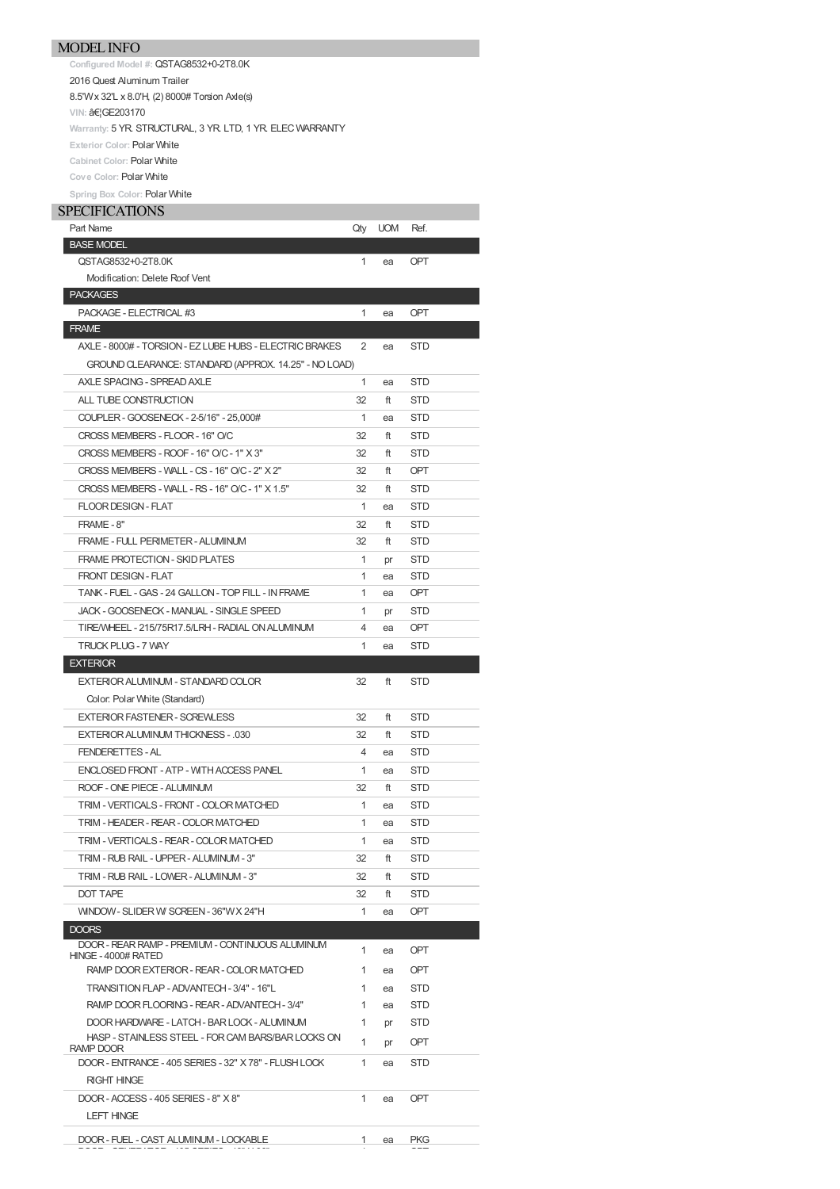## MODEL INFO

Configured Model #: QSTAG8532+0-2T8.0K

2016 Quest Aluminum Trailer

8.5'W x 32'L x 8.0'H, (2) 8000# Torsion Axle(s)

VIN: â€¦GE203170

Warranty: 5 YR. STRUCTURAL, 3 YR. LTD, 1 YR. ELEC WARRANTY

Exterior Color: Polar White

Cabinet Color: Polar White

Cove Color: Polar White

Spring Box Color: Polar White

## SPECIFICATIONS

| Part Name | Qty | UOM | Ref. |
|---|---|---|---|
| **BASE MODEL** | | | |
| QSTAG8532+0-2T8.0K | 1 | ea | OPT |
| Modification: Delete Roof Vent | | | |
| **PACKAGES** | | | |
| PACKAGE - ELECTRICAL #3 | 1 | ea | OPT |
| **FRAME** | | | |
| AXLE - 8000# - TORSION - EZ LUBE HUBS - ELECTRIC BRAKES | 2 | ea | STD |
| GROUND CLEARANCE: STANDARD (APPROX. 14.25" - NO LOAD) | | | |
| AXLE SPACING - SPREAD AXLE | 1 | ea | STD |
| ALL TUBE CONSTRUCTION | 32 | ft | STD |
| COUPLER - GOOSENECK - 2-5/16" - 25,000# | 1 | ea | STD |
| CROSS MEMBERS - FLOOR - 16" O/C | 32 | ft | STD |
| CROSS MEMBERS - ROOF - 16" O/C - 1" X 3" | 32 | ft | STD |
| CROSS MEMBERS - WALL - CS - 16" O/C - 2" X 2" | 32 | ft | OPT |
| CROSS MEMBERS - WALL - RS - 16" O/C - 1" X 1.5" | 32 | ft | STD |
| FLOOR DESIGN - FLAT | 1 | ea | STD |
| FRAME - 8" | 32 | ft | STD |
| FRAME - FULL PERIMETER - ALUMINUM | 32 | ft | STD |
| FRAME PROTECTION - SKID PLATES | 1 | pr | STD |
| FRONT DESIGN - FLAT | 1 | ea | STD |
| TANK - FUEL - GAS - 24 GALLON - TOP FILL - IN FRAME | 1 | ea | OPT |
| JACK - GOOSENECK - MANUAL - SINGLE SPEED | 1 | pr | STD |
| TIRE/WHEEL - 215/75R17.5/LRH - RADIAL ON ALUMINUM | 4 | ea | OPT |
| TRUCK PLUG - 7 WAY | 1 | ea | STD |
| **EXTERIOR** | | | |
| EXTERIOR ALUMINUM - STANDARD COLOR | 32 | ft | STD |
| Color: Polar White (Standard) | | | |
| EXTERIOR FASTENER - SCREWLESS | 32 | ft | STD |
| EXTERIOR ALUMINUM THICKNESS - .030 | 32 | ft | STD |
| FENDERETTES - AL | 4 | ea | STD |
| ENCLOSED FRONT - ATP - WITH ACCESS PANEL | 1 | ea | STD |
| ROOF - ONE PIECE - ALUMINUM | 32 | ft | STD |
| TRIM - VERTICALS - FRONT - COLOR MATCHED | 1 | ea | STD |
| TRIM - HEADER - REAR - COLOR MATCHED | 1 | ea | STD |
| TRIM - VERTICALS - REAR - COLOR MATCHED | 1 | ea | STD |
| TRIM - RUB RAIL - UPPER - ALUMINUM - 3" | 32 | ft | STD |
| TRIM - RUB RAIL - LOWER - ALUMINUM - 3" | 32 | ft | STD |
| DOT TAPE | 32 | ft | STD |
| WINDOW - SLIDER W/ SCREEN - 36"W X 24"H | 1 | ea | OPT |
| **DOORS** | | | |
| DOOR - REAR RAMP - PREMIUM - CONTINUOUS ALUMINUM HINGE - 4000# RATED | 1 | ea | OPT |
| RAMP DOOR EXTERIOR - REAR - COLOR MATCHED | 1 | ea | OPT |
| TRANSITION FLAP - ADVANTECH - 3/4" - 16"L | 1 | ea | STD |
| RAMP DOOR FLOORING - REAR - ADVANTECH - 3/4" | 1 | ea | STD |
| DOOR HARDWARE - LATCH - BAR LOCK - ALUMINUM | 1 | pr | STD |
| HASP - STAINLESS STEEL - FOR CAM BARS/BAR LOCKS ON RAMP DOOR | 1 | pr | OPT |
| DOOR - ENTRANCE - 405 SERIES - 32" X 78" - FLUSH LOCK | 1 | ea | STD |
| RIGHT HINGE | | | |
| DOOR - ACCESS - 405 SERIES - 8" X 8" | 1 | ea | OPT |
| LEFT HINGE | | | |
| DOOR - FUEL - CAST ALUMINUM - LOCKABLE | 1 | ea | PKG |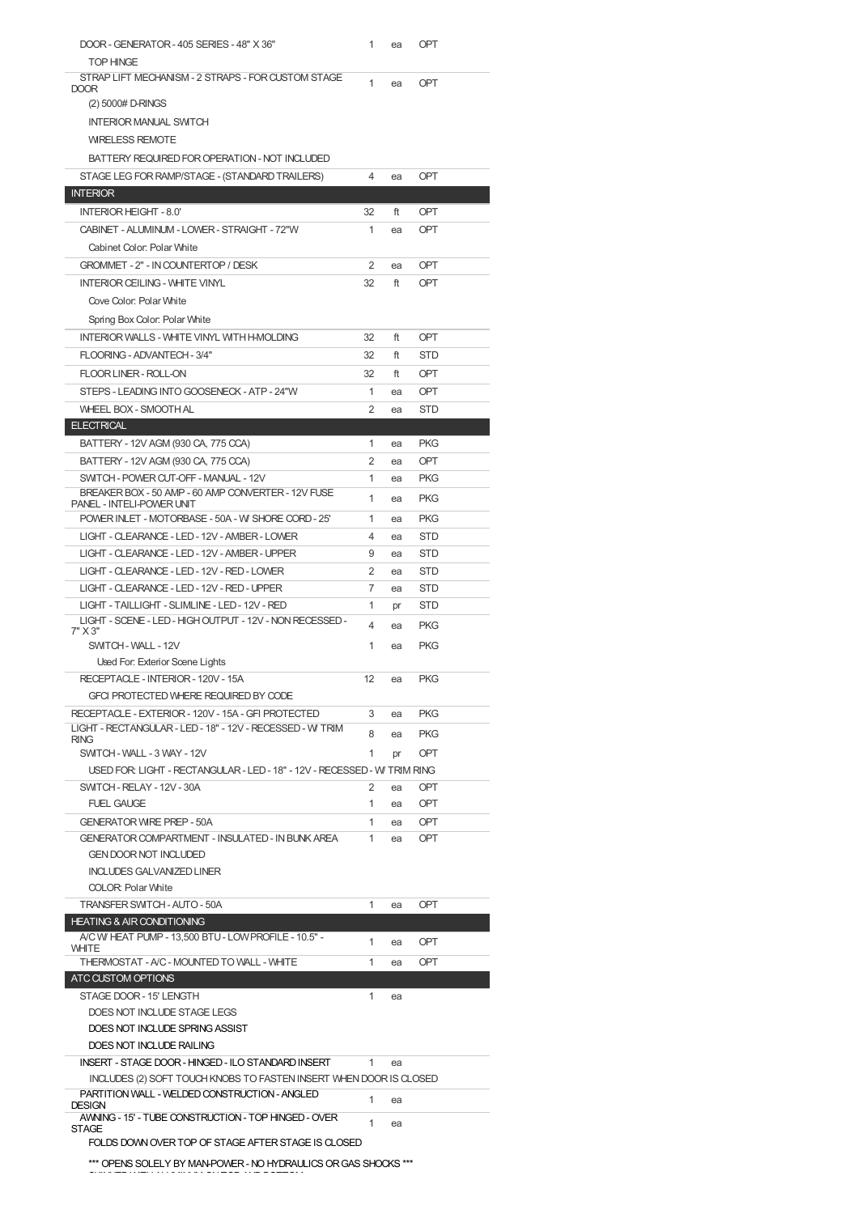| Description | Qty | Unit | Type |
|---|---|---|---|
| DOOR - GENERATOR - 405 SERIES - 48" X 36" | 1 | ea | OPT |
| TOP HINGE | | | |
| STRAP LIFT MECHANISM - 2 STRAPS - FOR CUSTOM STAGE DOOR | 1 | ea | OPT |
| (2) 5000# D-RINGS | | | |
| INTERIOR MANUAL SWITCH | | | |
| WIRELESS REMOTE | | | |
| BATTERY REQUIRED FOR OPERATION - NOT INCLUDED | | | |
| STAGE LEG FOR RAMP/STAGE - (STANDARD TRAILERS) | 4 | ea | OPT |
| **INTERIOR** | | | |
| INTERIOR HEIGHT - 8.0' | 32 | ft | OPT |
| CABINET - ALUMINUM - LOWER - STRAIGHT - 72"W | 1 | ea | OPT |
| Cabinet Color: Polar White | | | |
| GROMMET - 2" - IN COUNTERTOP / DESK | 2 | ea | OPT |
| INTERIOR CEILING - WHITE VINYL | 32 | ft | OPT |
| Cove Color: Polar White | | | |
| Spring Box Color: Polar White | | | |
| INTERIOR WALLS - WHITE VINYL WITH H-MOLDING | 32 | ft | OPT |
| FLOORING - ADVANTECH - 3/4" | 32 | ft | STD |
| FLOOR LINER - ROLL-ON | 32 | ft | OPT |
| STEPS - LEADING INTO GOOSENECK - ATP - 24"W | 1 | ea | OPT |
| WHEEL BOX - SMOOTH AL | 2 | ea | STD |
| **ELECTRICAL** | | | |
| BATTERY - 12V AGM (930 CA, 775 CCA) | 1 | ea | PKG |
| BATTERY - 12V AGM (930 CA, 775 CCA) | 2 | ea | OPT |
| SWITCH - POWER CUT-OFF - MANUAL - 12V | 1 | ea | PKG |
| BREAKER BOX - 50 AMP - 60 AMP CONVERTER - 12V FUSE PANEL - INTELI-POWER UNIT | 1 | ea | PKG |
| POWER INLET - MOTORBASE - 50A - W/ SHORE CORD - 25' | 1 | ea | PKG |
| LIGHT - CLEARANCE - LED - 12V - AMBER - LOWER | 4 | ea | STD |
| LIGHT - CLEARANCE - LED - 12V - AMBER - UPPER | 9 | ea | STD |
| LIGHT - CLEARANCE - LED - 12V - RED - LOWER | 2 | ea | STD |
| LIGHT - CLEARANCE - LED - 12V - RED - UPPER | 7 | ea | STD |
| LIGHT - TAILLIGHT - SLIMLINE - LED - 12V - RED | 1 | pr | STD |
| LIGHT - SCENE - LED - HIGH OUTPUT - 12V - NON RECESSED - 7" X 3" | 4 | ea | PKG |
| SWITCH - WALL - 12V | 1 | ea | PKG |
| Used For: Exterior Scene Lights | | | |
| RECEPTACLE - INTERIOR - 120V - 15A | 12 | ea | PKG |
| GFCI PROTECTED WHERE REQUIRED BY CODE | | | |
| RECEPTACLE - EXTERIOR - 120V - 15A - GFI PROTECTED | 3 | ea | PKG |
| LIGHT - RECTANGULAR - LED - 18" - 12V - RECESSED - W/ TRIM RING | 8 | ea | PKG |
| SWITCH - WALL - 3 WAY - 12V | 1 | pr | OPT |
| USED FOR: LIGHT - RECTANGULAR - LED - 18" - 12V - RECESSED - W/ TRIM RING | | | |
| SWITCH - RELAY - 12V - 30A | 2 | ea | OPT |
| FUEL GAUGE | 1 | ea | OPT |
| GENERATOR WIRE PREP - 50A | 1 | ea | OPT |
| GENERATOR COMPARTMENT - INSULATED - IN BUNK AREA | 1 | ea | OPT |
| GEN DOOR NOT INCLUDED | | | |
| INCLUDES GALVANIZED LINER | | | |
| COLOR: Polar White | | | |
| TRANSFER SWITCH - AUTO - 50A | 1 | ea | OPT |
| **HEATING & AIR CONDITIONING** | | | |
| A/C W/ HEAT PUMP - 13,500 BTU - LOW PROFILE - 10.5" - WHITE | 1 | ea | OPT |
| THERMOSTAT - A/C - MOUNTED TO WALL - WHITE | 1 | ea | OPT |
| **ATC CUSTOM OPTIONS** | | | |
| STAGE DOOR - 15' LENGTH | 1 | ea | |
| DOES NOT INCLUDE STAGE LEGS | | | |
| DOES NOT INCLUDE SPRING ASSIST | | | |
| DOES NOT INCLUDE RAILING | | | |
| INSERT - STAGE DOOR - HINGED - ILO STANDARD INSERT | 1 | ea | |
| INCLUDES (2) SOFT TOUCH KNOBS TO FASTEN INSERT WHEN DOOR IS CLOSED | | | |
| PARTITION WALL - WELDED CONSTRUCTION - ANGLED DESIGN | 1 | ea | |
| AWNING - 15' - TUBE CONSTRUCTION - TOP HINGED - OVER STAGE | 1 | ea | |
| FOLDS DOWN OVER TOP OF STAGE AFTER STAGE IS CLOSED | | | |
| *** OPENS SOLELY BY MAN-POWER - NO HYDRAULICS OR GAS SHOCKS *** | | | |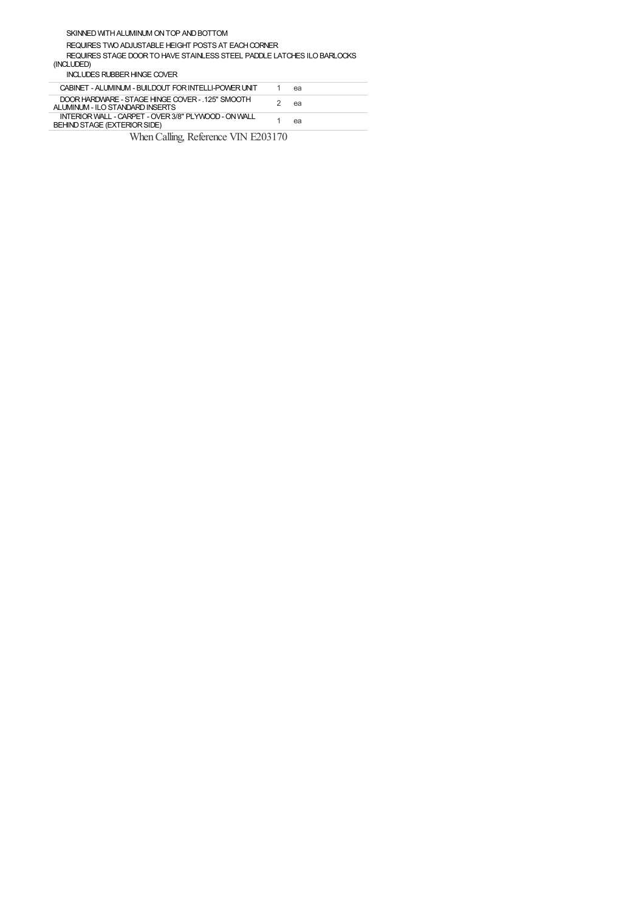SKINNED WITH ALUMINUM ON TOP AND BOTTOM

REQUIRES TWO ADJUSTABLE HEIGHT POSTS AT EACH CORNER

REQUIRES STAGE DOOR TO HAVE STAINLESS STEEL PADDLE LATCHES ILO BARLOCKS (INCLUDED)

INCLUDES RUBBER HINGE COVER

| | | |
|---|---|---|
| CABINET - ALUMINUM - BUILDOUT FOR INTELLI-POWER UNIT | 1 | ea |
| DOOR HARDWARE - STAGE HINGE COVER - .125" SMOOTH ALUMINUM - ILO STANDARD INSERTS | 2 | ea |
| INTERIOR WALL - CARPET - OVER 3/8" PLYWOOD - ON WALL BEHIND STAGE (EXTERIOR SIDE) | 1 | ea |

When Calling, Reference VIN E203170